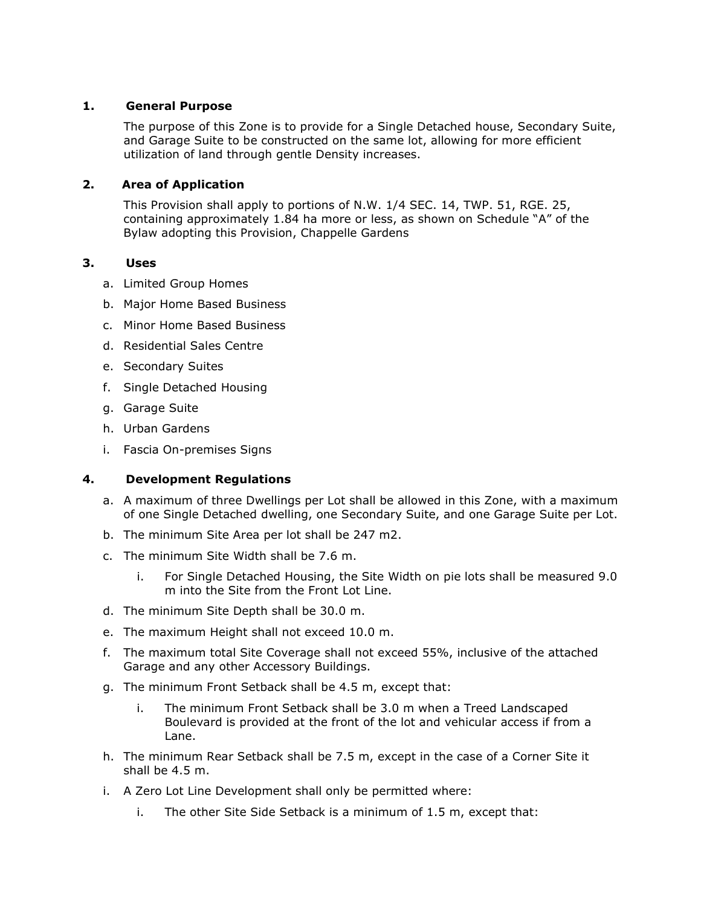## 1. General Purpose

The purpose of this Zone is to provide for a Single Detached house, Secondary Suite, and Garage Suite to be constructed on the same lot, allowing for more efficient utilization of land through gentle Density increases.

## 2. Area of Application

This Provision shall apply to portions of N.W. 1/4 SEC. 14, TWP. 51, RGE. 25, containing approximately 1.84 ha more or less, as shown on Schedule "A" of the Bylaw adopting this Provision, Chappelle Gardens

## 3. Uses

a. Limited Group Homes

b. Major Home Based Business

c. Minor Home Based Business

d. Residential Sales Centre

e. Secondary Suites

f. Single Detached Housing

g. Garage Suite

h. Urban Gardens

i. Fascia On-premises Signs

## 4. Development Regulations

a. A maximum of three Dwellings per Lot shall be allowed in this Zone, with a maximum of one Single Detached dwelling, one Secondary Suite, and one Garage Suite per Lot.

b. The minimum Site Area per lot shall be 247 m2.

c. The minimum Site Width shall be 7.6 m.

   i. For Single Detached Housing, the Site Width on pie lots shall be measured 9.0 m into the Site from the Front Lot Line.

d. The minimum Site Depth shall be 30.0 m.

e. The maximum Height shall not exceed 10.0 m.

f. The maximum total Site Coverage shall not exceed 55%, inclusive of the attached Garage and any other Accessory Buildings.

g. The minimum Front Setback shall be 4.5 m, except that:

   i. The minimum Front Setback shall be 3.0 m when a Treed Landscaped Boulevard is provided at the front of the lot and vehicular access if from a Lane.

h. The minimum Rear Setback shall be 7.5 m, except in the case of a Corner Site it shall be 4.5 m.

i. A Zero Lot Line Development shall only be permitted where:

   i. The other Site Side Setback is a minimum of 1.5 m, except that: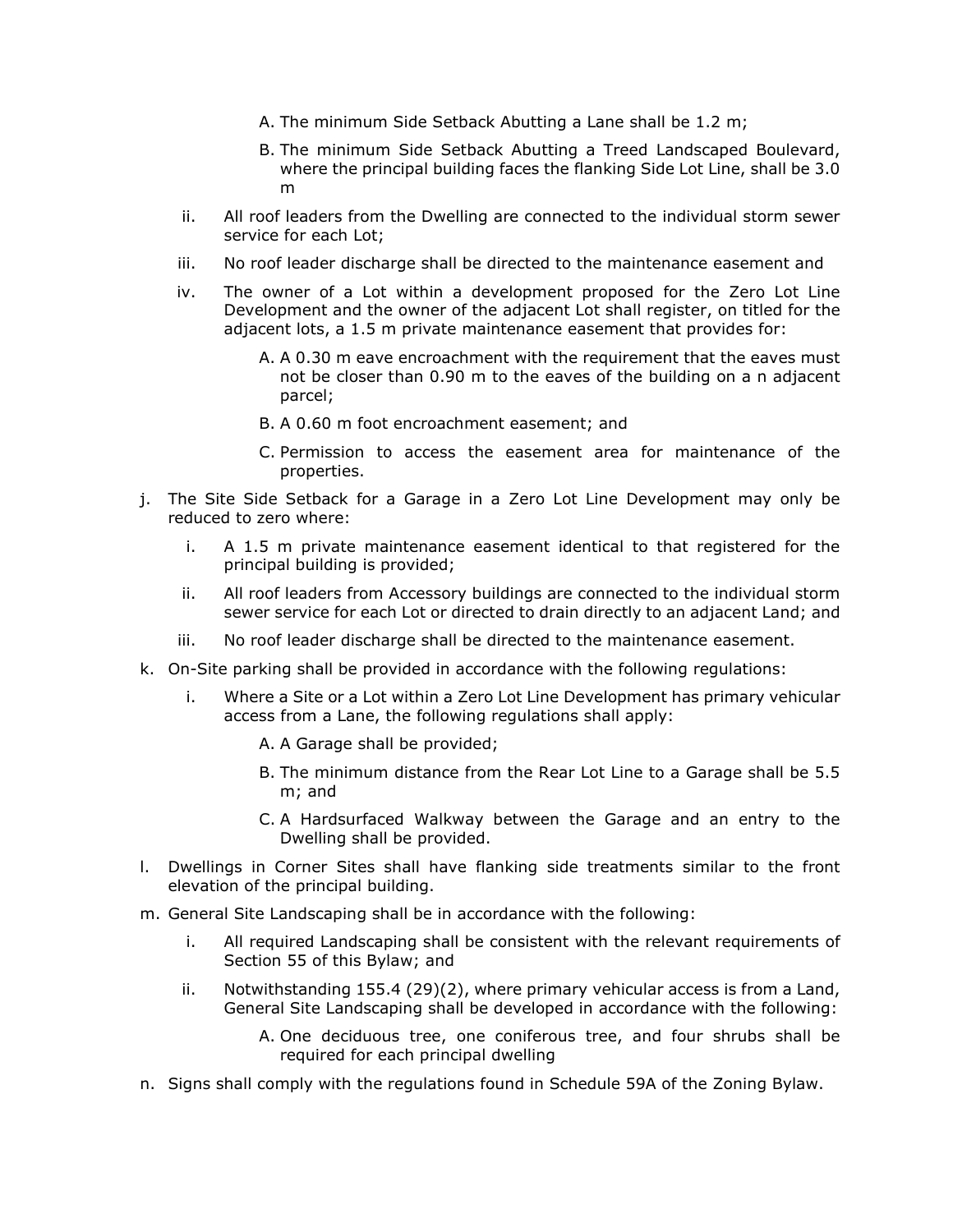A. The minimum Side Setback Abutting a Lane shall be 1.2 m;

B. The minimum Side Setback Abutting a Treed Landscaped Boulevard, where the principal building faces the flanking Side Lot Line, shall be 3.0 m

ii. All roof leaders from the Dwelling are connected to the individual storm sewer service for each Lot;

iii. No roof leader discharge shall be directed to the maintenance easement and

iv. The owner of a Lot within a development proposed for the Zero Lot Line Development and the owner of the adjacent Lot shall register, on titled for the adjacent lots, a 1.5 m private maintenance easement that provides for:

A. A 0.30 m eave encroachment with the requirement that the eaves must not be closer than 0.90 m to the eaves of the building on a n adjacent parcel;

B. A 0.60 m foot encroachment easement; and

C. Permission to access the easement area for maintenance of the properties.

j. The Site Side Setback for a Garage in a Zero Lot Line Development may only be reduced to zero where:

i. A 1.5 m private maintenance easement identical to that registered for the principal building is provided;

ii. All roof leaders from Accessory buildings are connected to the individual storm sewer service for each Lot or directed to drain directly to an adjacent Land; and

iii. No roof leader discharge shall be directed to the maintenance easement.

k. On-Site parking shall be provided in accordance with the following regulations:

i. Where a Site or a Lot within a Zero Lot Line Development has primary vehicular access from a Lane, the following regulations shall apply:

A. A Garage shall be provided;

B. The minimum distance from the Rear Lot Line to a Garage shall be 5.5 m; and

C. A Hardsurfaced Walkway between the Garage and an entry to the Dwelling shall be provided.

l. Dwellings in Corner Sites shall have flanking side treatments similar to the front elevation of the principal building.

m. General Site Landscaping shall be in accordance with the following:

i. All required Landscaping shall be consistent with the relevant requirements of Section 55 of this Bylaw; and

ii. Notwithstanding 155.4 (29)(2), where primary vehicular access is from a Land, General Site Landscaping shall be developed in accordance with the following:

A. One deciduous tree, one coniferous tree, and four shrubs shall be required for each principal dwelling

n. Signs shall comply with the regulations found in Schedule 59A of the Zoning Bylaw.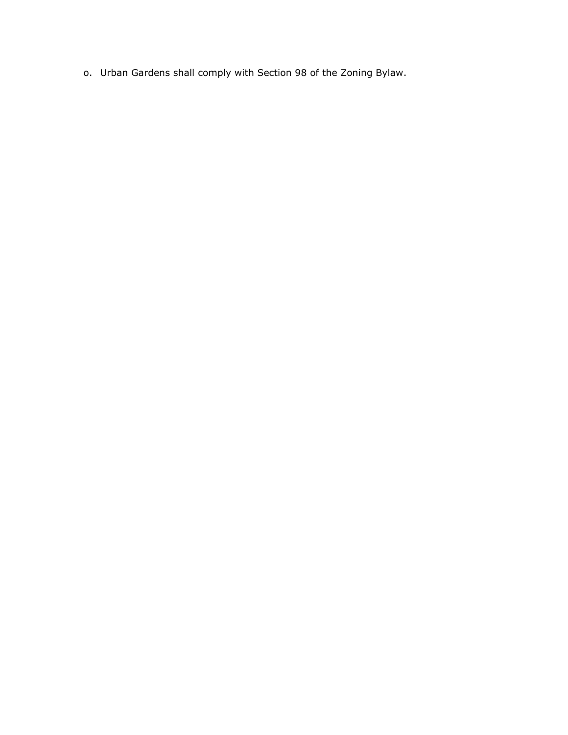o. Urban Gardens shall comply with Section 98 of the Zoning Bylaw.